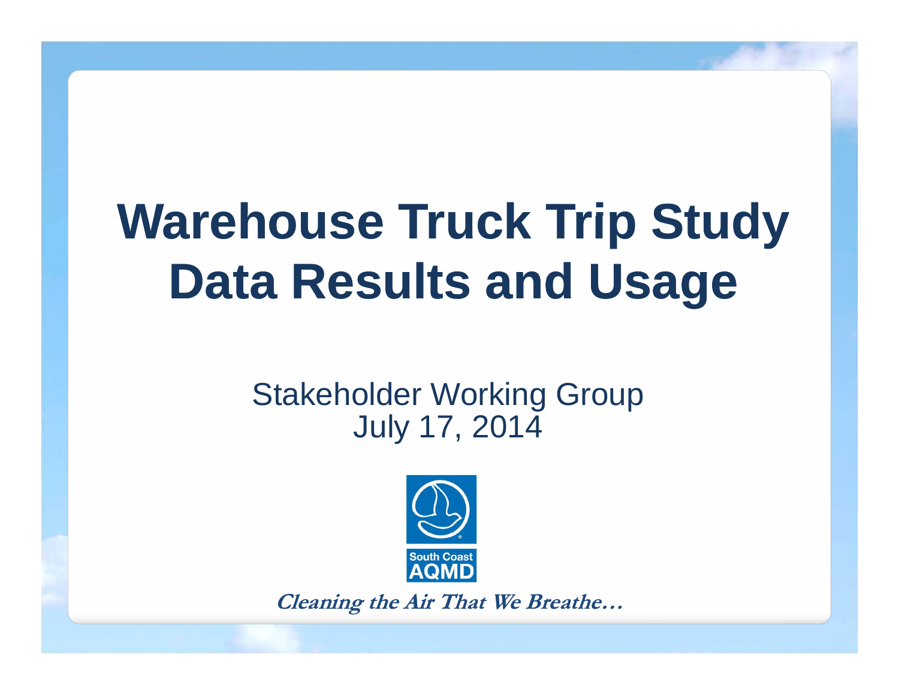# Warehouse Truck Trip Study Data Results and Usage

Stakeholder Working Group
July 17, 2014

South Coast AQMD

*Cleaning the Air That We Breathe…*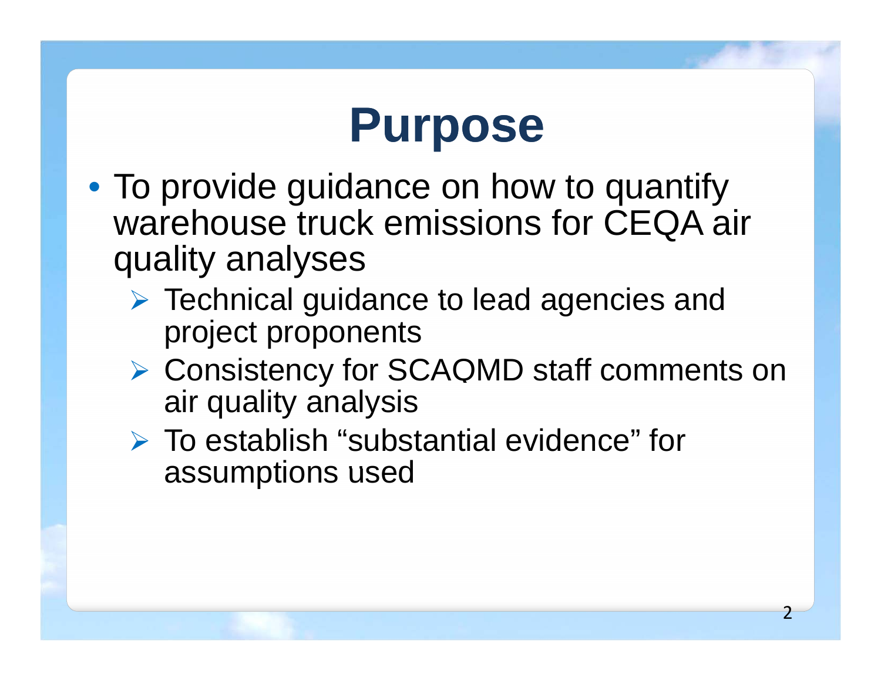# Purpose

- To provide guidance on how to quantify warehouse truck emissions for CEQA air quality analyses
  - Technical guidance to lead agencies and project proponents
  - Consistency for SCAQMD staff comments on air quality analysis
  - To establish "substantial evidence" for assumptions used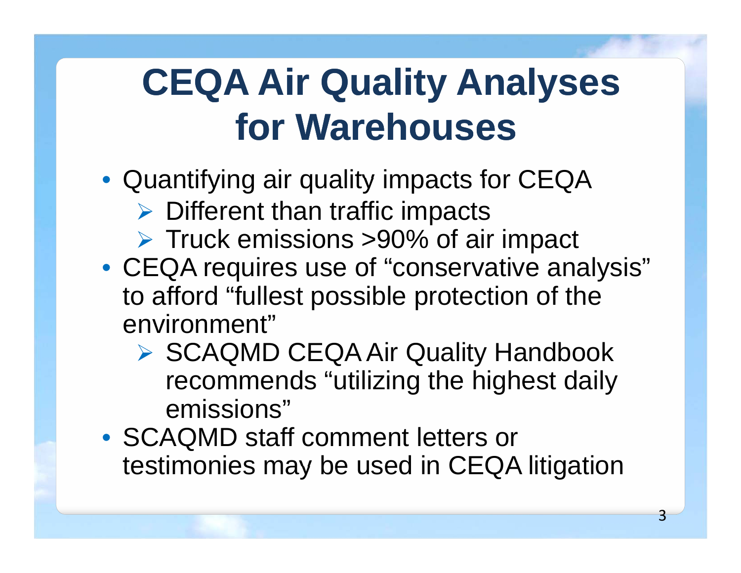# CEQA Air Quality Analyses for Warehouses

- Quantifying air quality impacts for CEQA
  - Different than traffic impacts
  - Truck emissions >90% of air impact
- CEQA requires use of "conservative analysis" to afford "fullest possible protection of the environment"
  - SCAQMD CEQA Air Quality Handbook recommends "utilizing the highest daily emissions"
- SCAQMD staff comment letters or testimonies may be used in CEQA litigation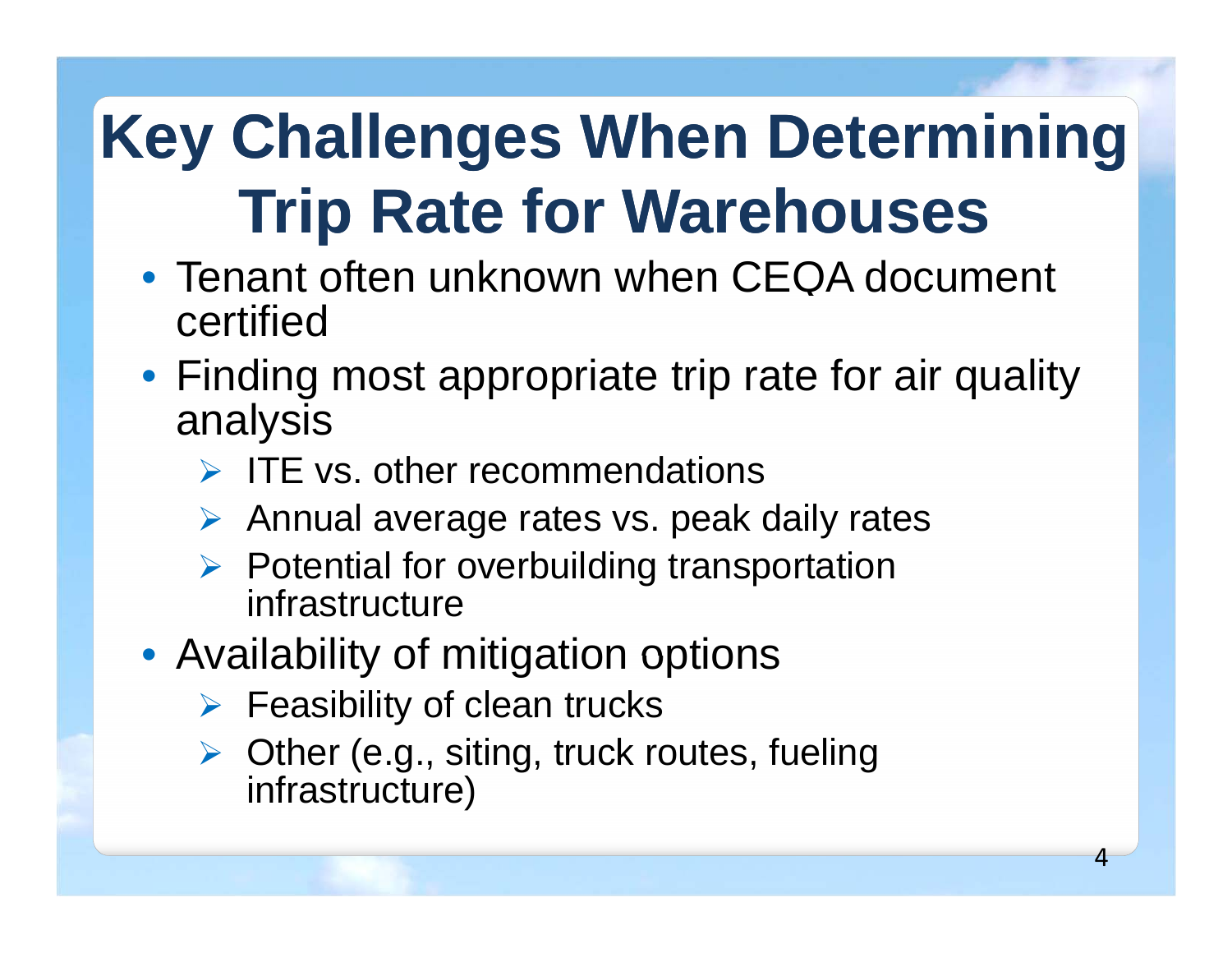# Key Challenges When Determining Trip Rate for Warehouses

- Tenant often unknown when CEQA document certified
- Finding most appropriate trip rate for air quality analysis
  - ITE vs. other recommendations
  - Annual average rates vs. peak daily rates
  - Potential for overbuilding transportation infrastructure
- Availability of mitigation options
  - Feasibility of clean trucks
  - Other (e.g., siting, truck routes, fueling infrastructure)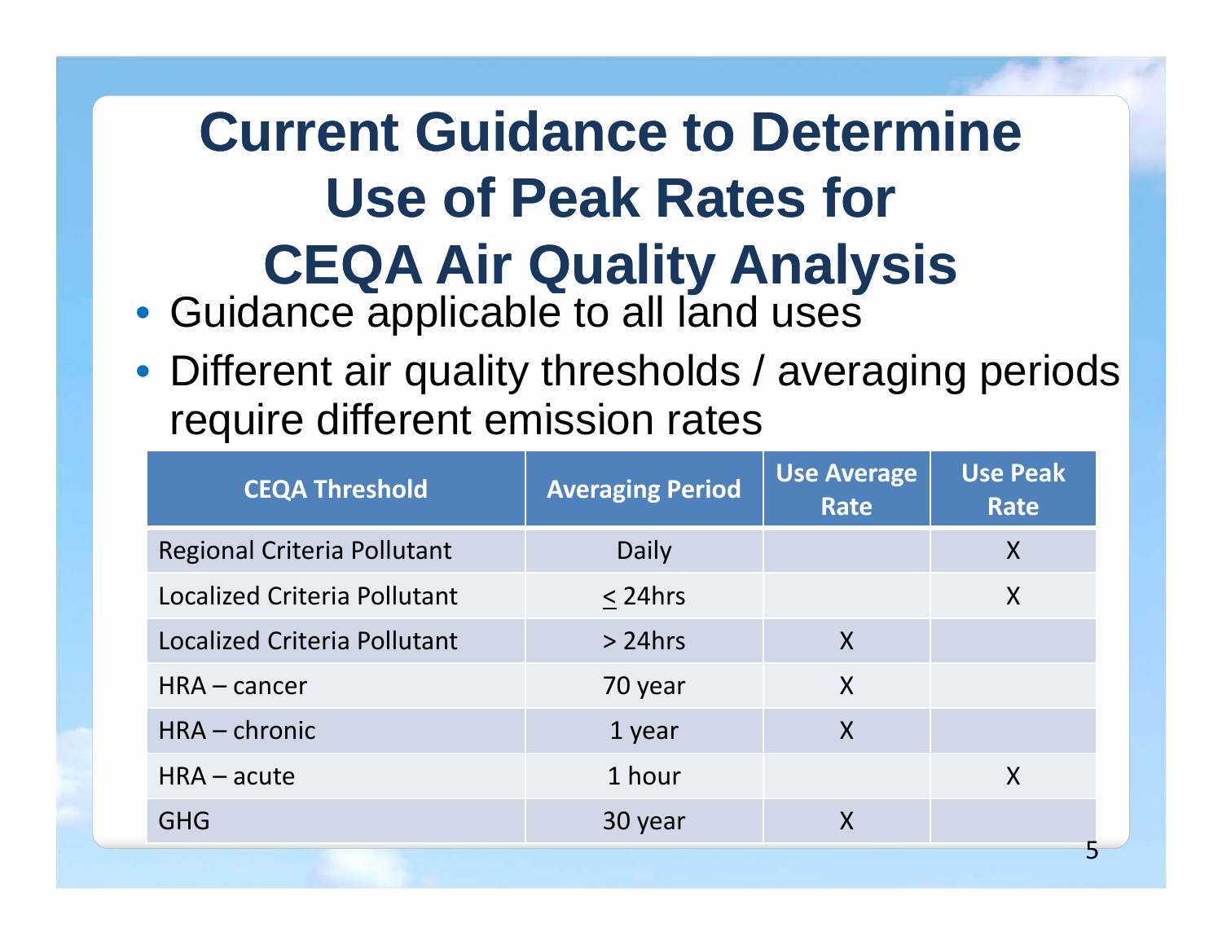# Current Guidance to Determine Use of Peak Rates for CEQA Air Quality Analysis

- Guidance applicable to all land uses
- Different air quality thresholds / averaging periods require different emission rates

| CEQA Threshold | Averaging Period | Use Average Rate | Use Peak Rate |
|---|---|---|---|
| Regional Criteria Pollutant | Daily | | X |
| Localized Criteria Pollutant | ≤ 24hrs | | X |
| Localized Criteria Pollutant | > 24hrs | X | |
| HRA – cancer | 70 year | X | |
| HRA – chronic | 1 year | X | |
| HRA – acute | 1 hour | | X |
| GHG | 30 year | X | |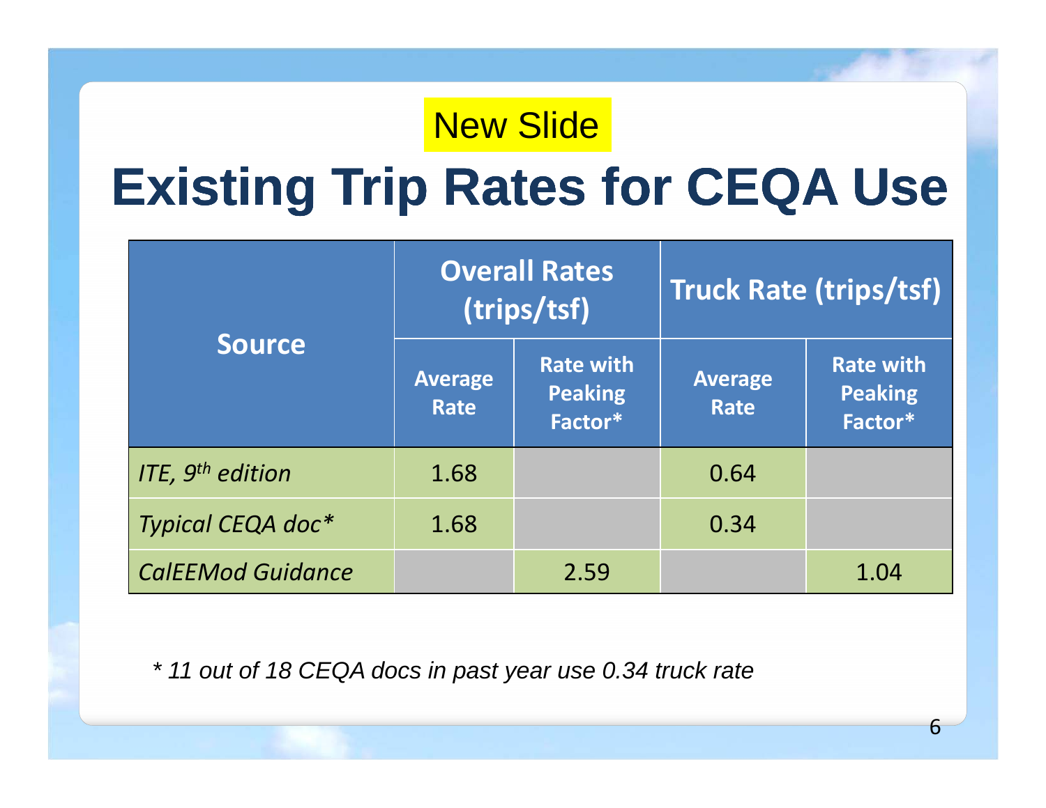New Slide

# Existing Trip Rates for CEQA Use

| Source | Overall Rates (trips/tsf) | | Truck Rate (trips/tsf) | |
|---|---|---|---|---|
| | Average Rate | Rate with Peaking Factor* | Average Rate | Rate with Peaking Factor* |
| *ITE, 9th edition* | 1.68 | | 0.64 | |
| *Typical CEQA doc** | 1.68 | | 0.34 | |
| *CalEEMod Guidance* | | 2.59 | | 1.04 |

*\* 11 out of 18 CEQA docs in past year use 0.34 truck rate*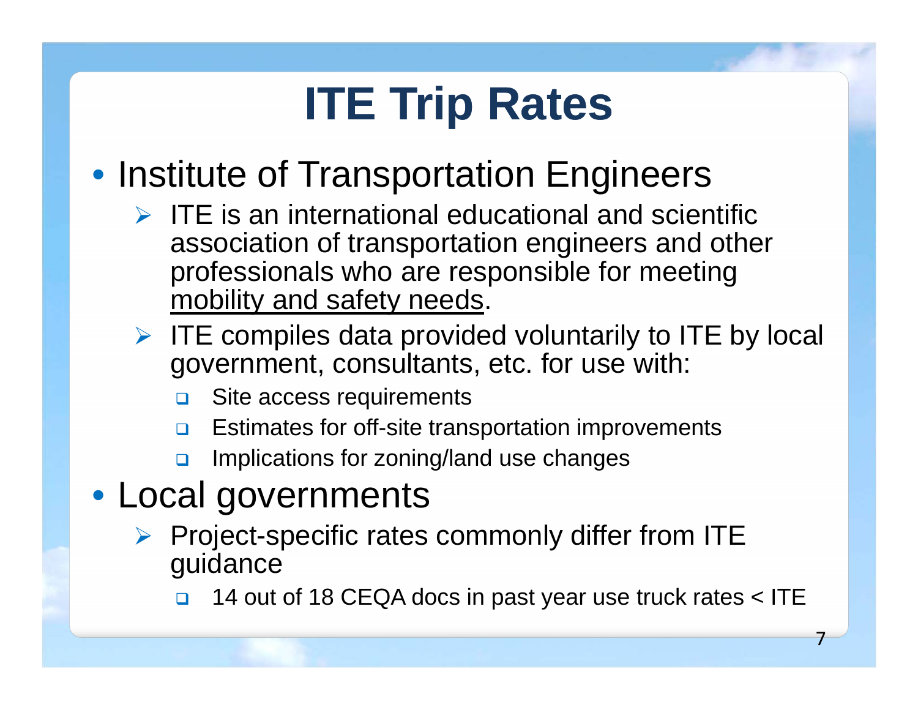# ITE Trip Rates

- Institute of Transportation Engineers
  - ITE is an international educational and scientific association of transportation engineers and other professionals who are responsible for meeting <u>mobility and safety needs</u>.
  - ITE compiles data provided voluntarily to ITE by local government, consultants, etc. for use with:
    - Site access requirements
    - Estimates for off-site transportation improvements
    - Implications for zoning/land use changes
- Local governments
  - Project-specific rates commonly differ from ITE guidance
    - 14 out of 18 CEQA docs in past year use truck rates < ITE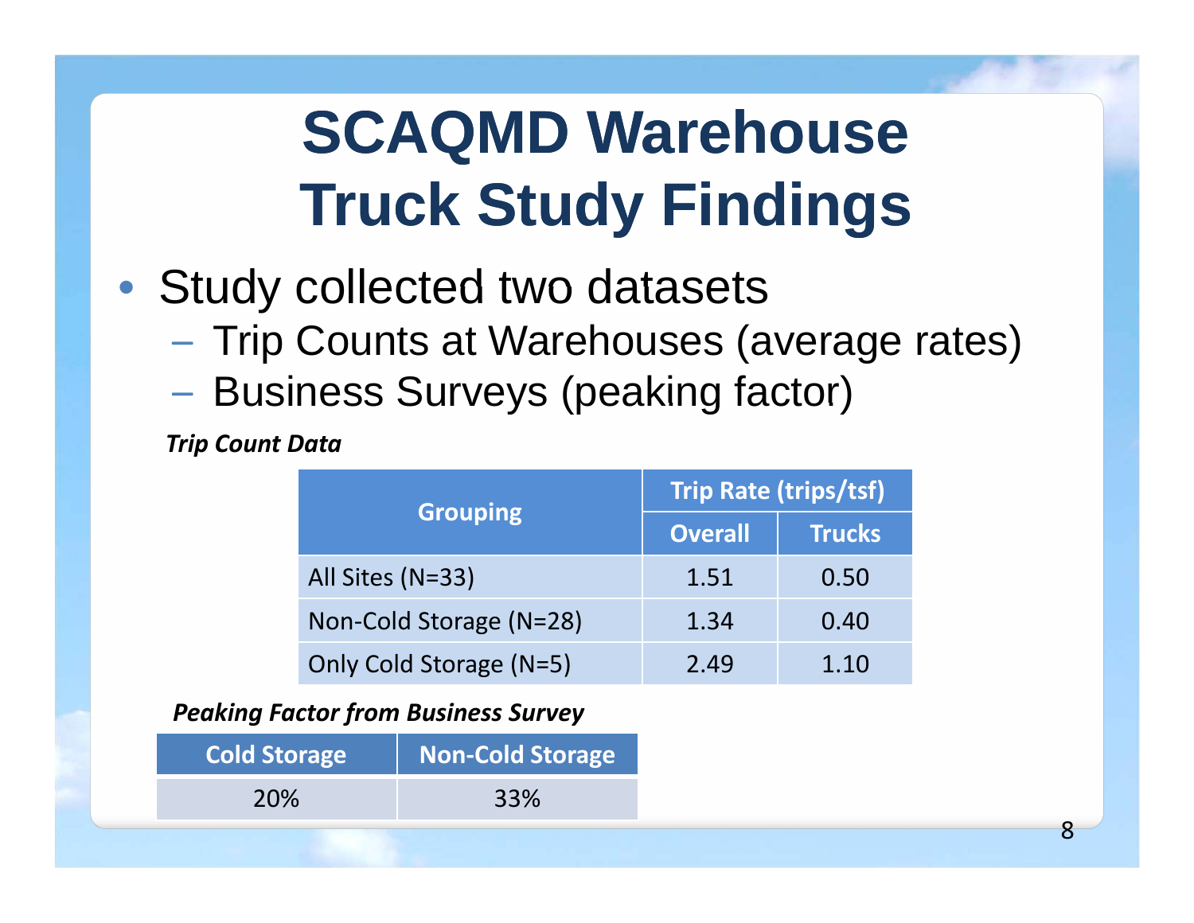# SCAQMD Warehouse Truck Study Findings

- Study collected two datasets
  - Trip Counts at Warehouses (average rates)
  - Business Surveys (peaking factor)

***Trip Count Data***

| Grouping | Trip Rate (trips/tsf) | |
|---|---|---|
| | Overall | Trucks |
| All Sites (N=33) | 1.51 | 0.50 |
| Non-Cold Storage (N=28) | 1.34 | 0.40 |
| Only Cold Storage (N=5) | 2.49 | 1.10 |

***Peaking Factor from Business Survey***

| Cold Storage | Non-Cold Storage |
|---|---|
| 20% | 33% |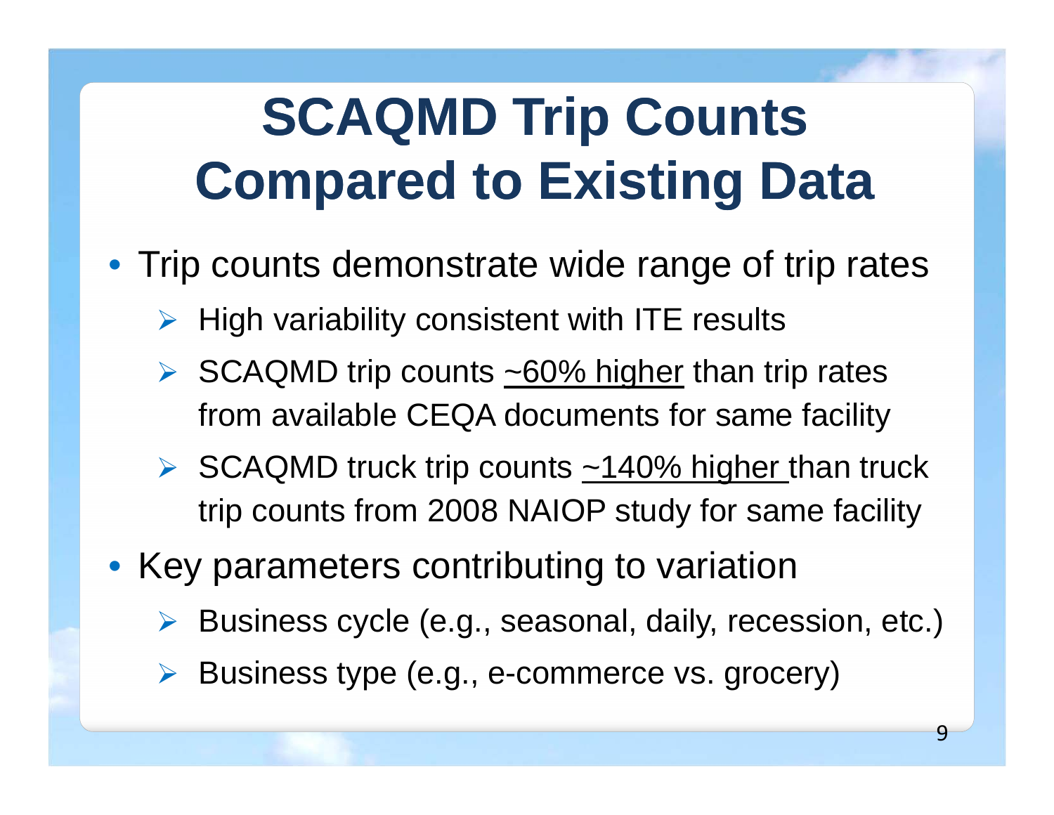# SCAQMD Trip Counts Compared to Existing Data

- Trip counts demonstrate wide range of trip rates
  - High variability consistent with ITE results
  - SCAQMD trip counts ~60% higher than trip rates from available CEQA documents for same facility
  - SCAQMD truck trip counts ~140% higher than truck trip counts from 2008 NAIOP study for same facility
- Key parameters contributing to variation
  - Business cycle (e.g., seasonal, daily, recession, etc.)
  - Business type (e.g., e-commerce vs. grocery)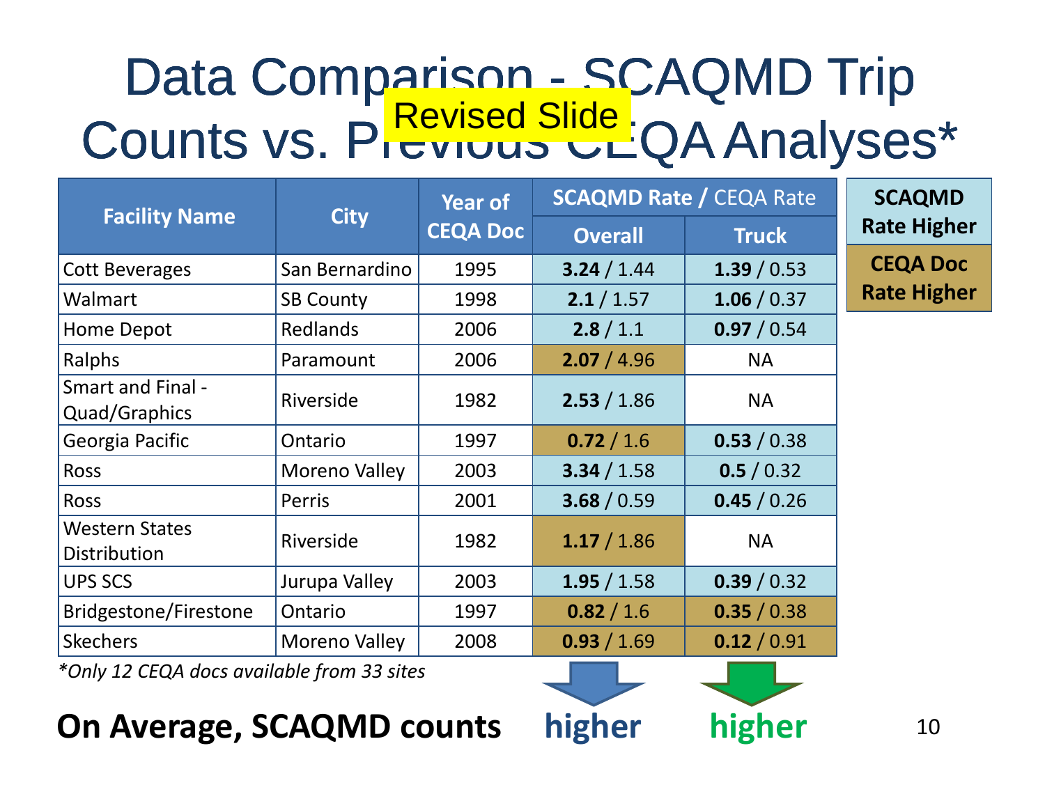# Data Comparison - SCAQMD Trip Counts vs. Previous CEQA Analyses*

Revised Slide

| Facility Name | City | Year of CEQA Doc | SCAQMD Rate / CEQA Rate | |
|---|---|---|---|---|
| | | | Overall | Truck |
| Cott Beverages | San Bernardino | 1995 | **3.24** / 1.44 | **1.39** / 0.53 |
| Walmart | SB County | 1998 | **2.1** / 1.57 | **1.06** / 0.37 |
| Home Depot | Redlands | 2006 | **2.8** / 1.1 | **0.97** / 0.54 |
| Ralphs | Paramount | 2006 | **2.07** / 4.96 | NA |
| Smart and Final - Quad/Graphics | Riverside | 1982 | **2.53** / 1.86 | NA |
| Georgia Pacific | Ontario | 1997 | **0.72** / 1.6 | **0.53** / 0.38 |
| Ross | Moreno Valley | 2003 | **3.34** / 1.58 | **0.5** / 0.32 |
| Ross | Perris | 2001 | **3.68** / 0.59 | **0.45** / 0.26 |
| Western States Distribution | Riverside | 1982 | **1.17** / 1.86 | NA |
| UPS SCS | Jurupa Valley | 2003 | **1.95** / 1.58 | **0.39** / 0.32 |
| Bridgestone/Firestone | Ontario | 1997 | **0.82** / 1.6 | **0.35** / 0.38 |
| Skechers | Moreno Valley | 2008 | **0.93** / 1.69 | **0.12** / 0.91 |

Legend: **SCAQMD Rate Higher** (blue) / **CEQA Doc Rate Higher** (tan)

*\*Only 12 CEQA docs available from 33 sites*

**On Average, SCAQMD counts** — Overall: **higher** — Truck: **higher**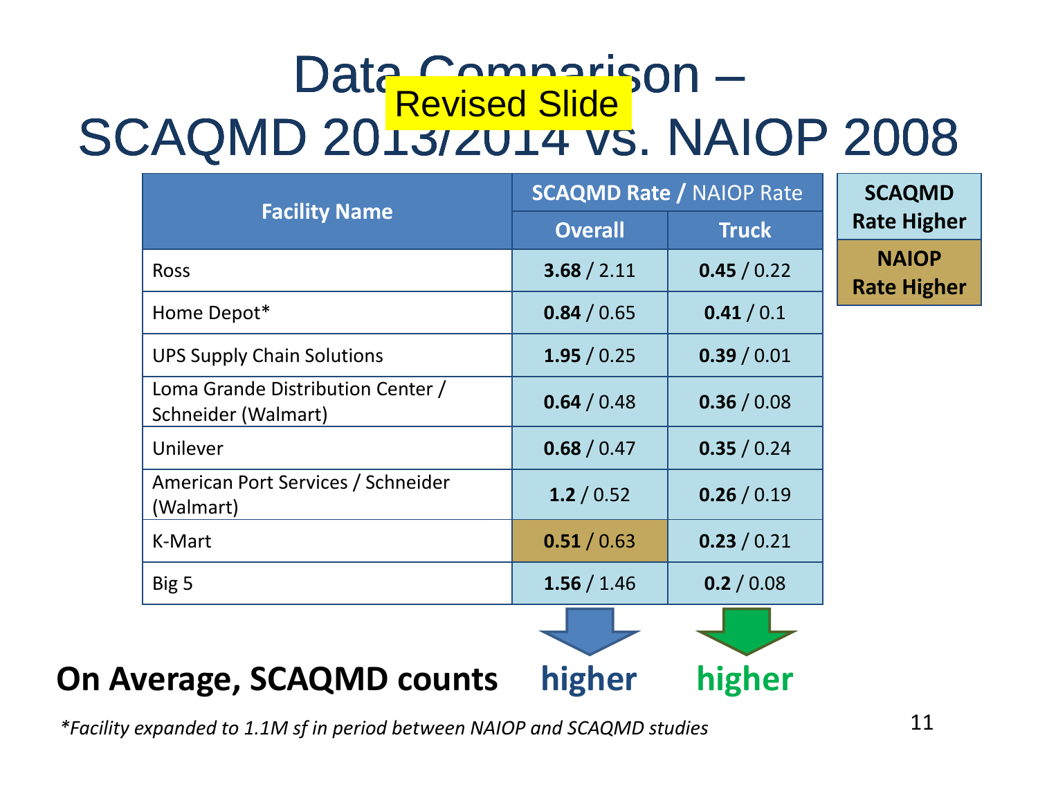# Data Comparison – SCAQMD 2013/2014 vs. NAIOP 2008

Revised Slide

| Facility Name | SCAQMD Rate / NAIOP Rate | |
|---|---|---|
| | Overall | Truck |
| Ross | **3.68** / 2.11 | **0.45** / 0.22 |
| Home Depot* | **0.84** / 0.65 | **0.41** / 0.1 |
| UPS Supply Chain Solutions | **1.95** / 0.25 | **0.39** / 0.01 |
| Loma Grande Distribution Center / Schneider (Walmart) | **0.64** / 0.48 | **0.36** / 0.08 |
| Unilever | **0.68** / 0.47 | **0.35** / 0.24 |
| American Port Services / Schneider (Walmart) | **1.2** / 0.52 | **0.26** / 0.19 |
| K-Mart | **0.51** / 0.63 | **0.23** / 0.21 |
| Big 5 | **1.56** / 1.46 | **0.2** / 0.08 |

**SCAQMD Rate Higher**

**NAIOP Rate Higher**

**On Average, SCAQMD counts** **higher** (Overall) **higher** (Truck)

*\*Facility expanded to 1.1M sf in period between NAIOP and SCAQMD studies*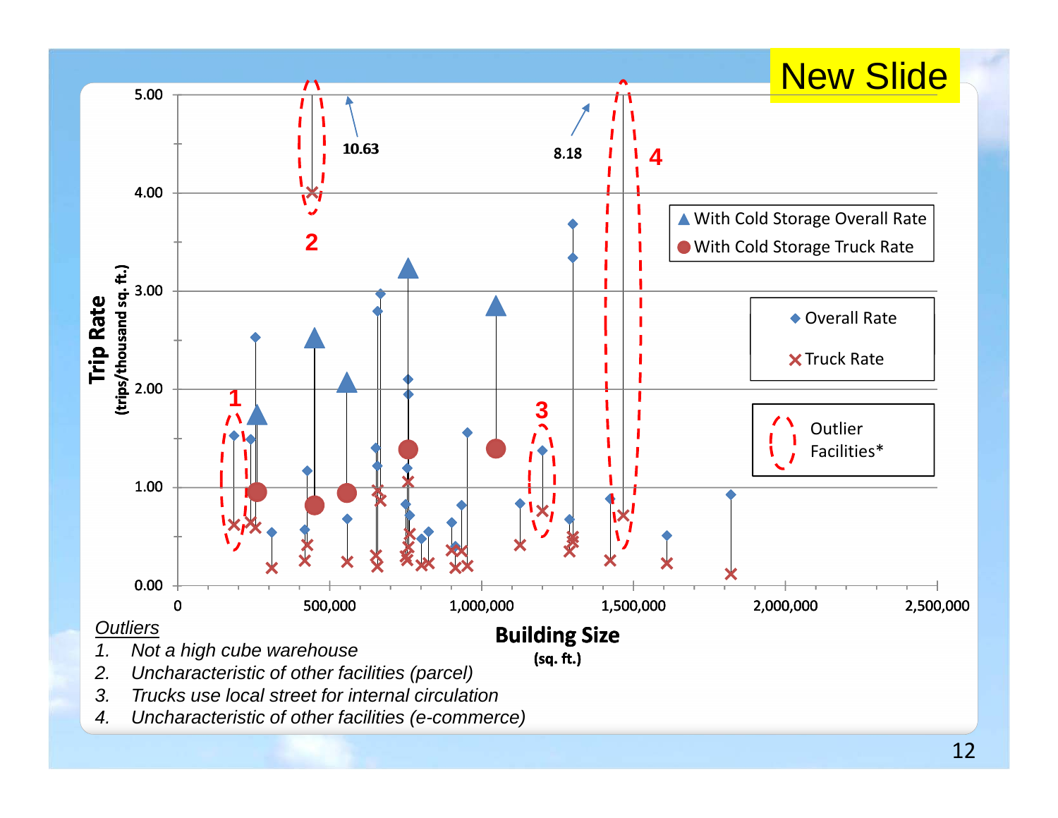New Slide

*Outliers*

1. *Not a high cube warehouse*
2. *Uncharacteristic of other facilities (parcel)*
3. *Trucks use local street for internal circulation*
4. *Uncharacteristic of other facilities (e-commerce)*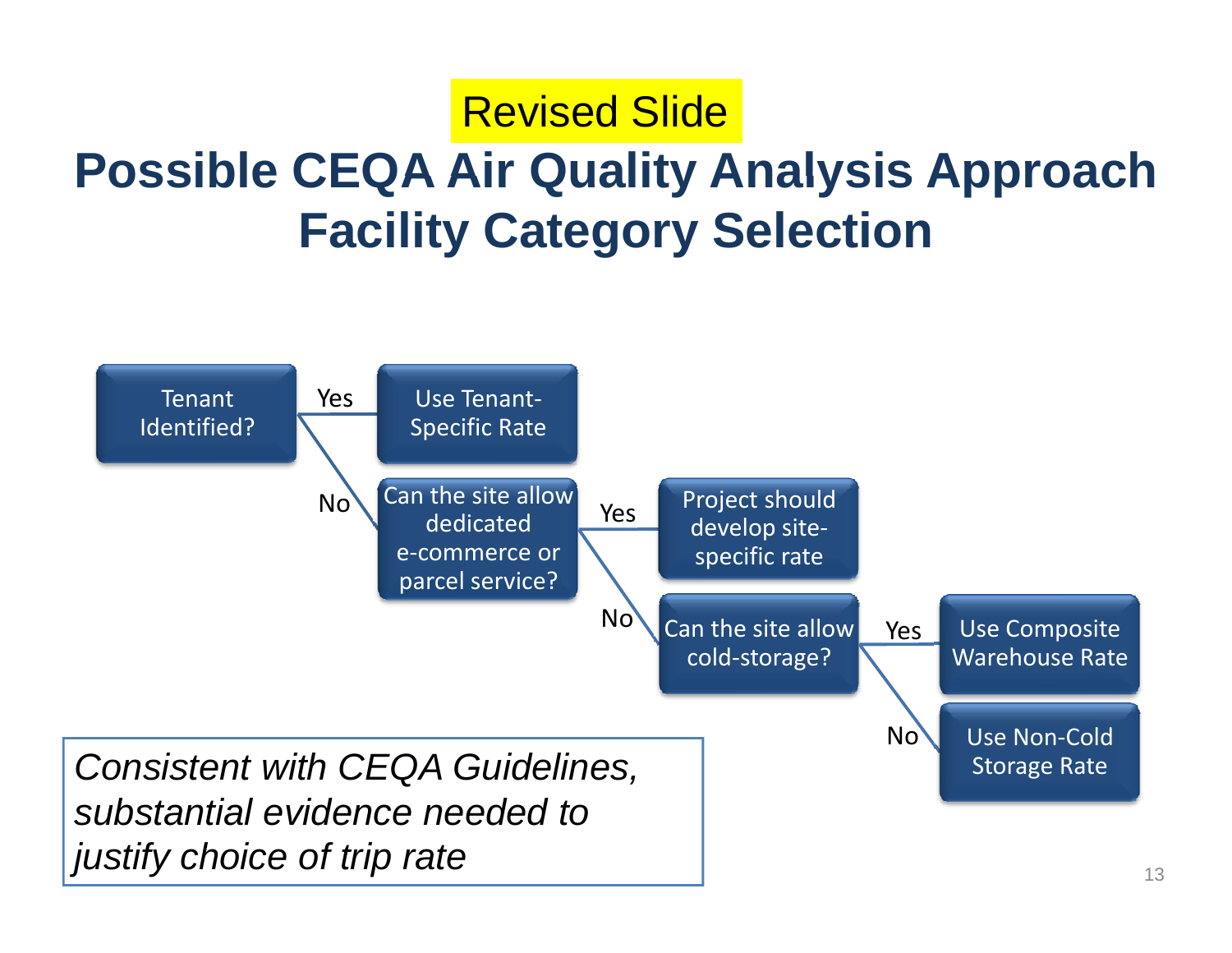Revised Slide

# Possible CEQA Air Quality Analysis Approach Facility Category Selection

- Tenant Identified?
  - Yes → Use Tenant-Specific Rate
  - No → Can the site allow dedicated e-commerce or parcel service?
    - Yes → Project should develop site-specific rate
    - No → Can the site allow cold-storage?
      - Yes → Use Composite Warehouse Rate
      - No → Use Non-Cold Storage Rate

*Consistent with CEQA Guidelines, substantial evidence needed to justify choice of trip rate*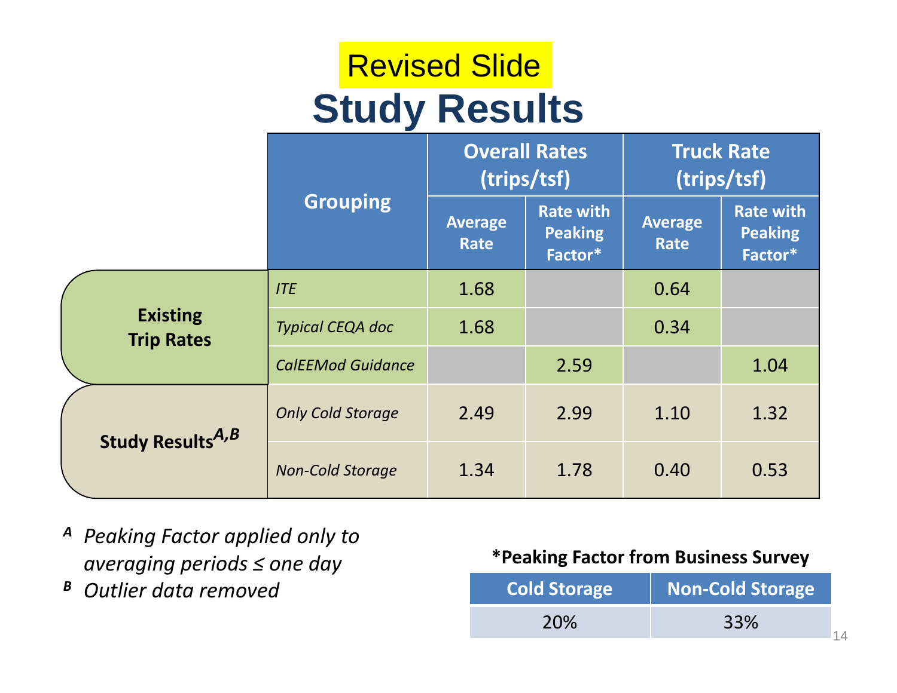Revised Slide

# Study Results

| | Grouping | Overall Rates (trips/tsf) | | Truck Rate (trips/tsf) | |
|---|---|---|---|---|---|
| | | Average Rate | Rate with Peaking Factor* | Average Rate | Rate with Peaking Factor* |
| **Existing Trip Rates** | *ITE* | 1.68 | | 0.64 | |
| | *Typical CEQA doc* | 1.68 | | 0.34 | |
| | *CalEEMod Guidance* | | 2.59 | | 1.04 |
| **Study Results**[A,B] | *Only Cold Storage* | 2.49 | 2.99 | 1.10 | 1.32 |
| | *Non-Cold Storage* | 1.34 | 1.78 | 0.40 | 0.53 |

[A] *Peaking Factor applied only to averaging periods ≤ one day*

[B] *Outlier data removed*

**\*Peaking Factor from Business Survey**

| Cold Storage | Non-Cold Storage |
|---|---|
| 20% | 33% |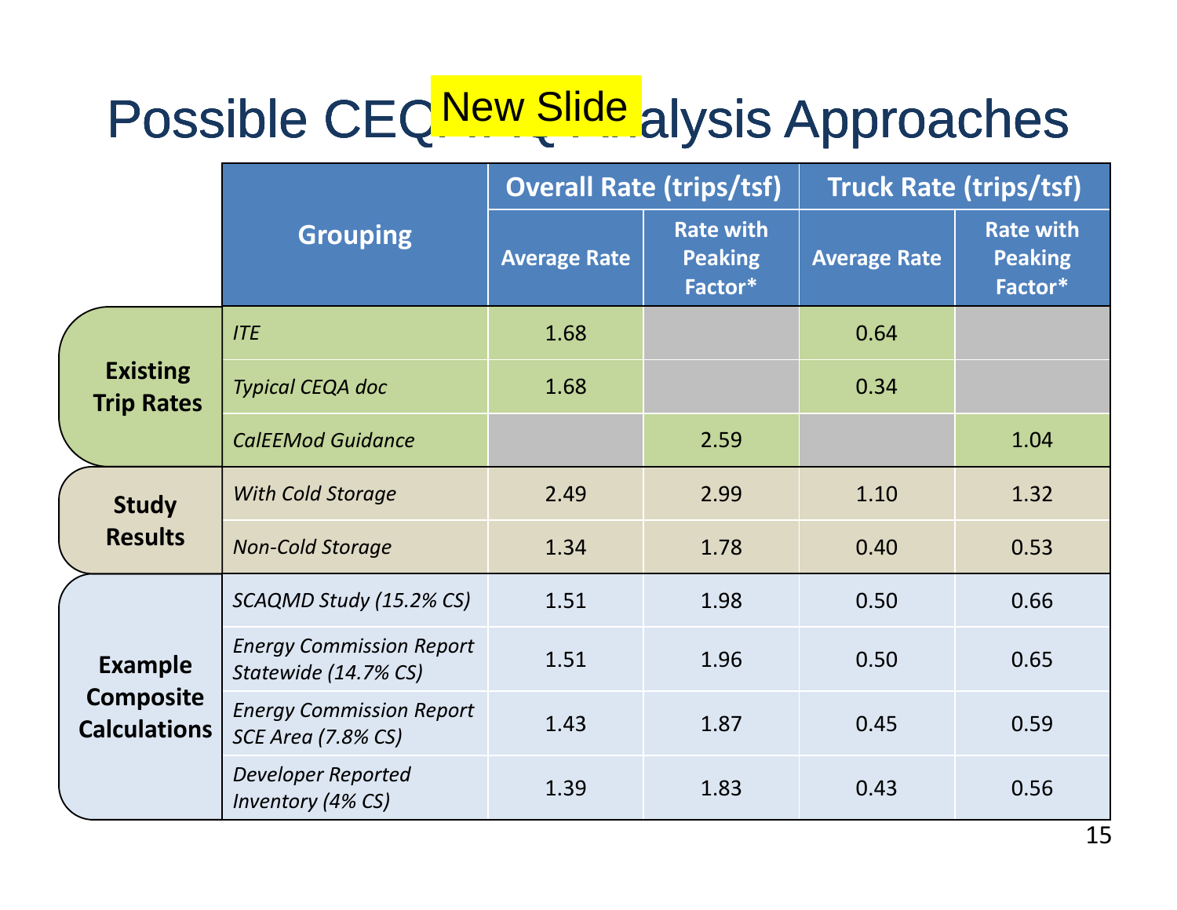# Possible CEQA AQ Analysis Approaches

New Slide

| | Grouping | Overall Rate (trips/tsf) | | Truck Rate (trips/tsf) | |
|---|---|---|---|---|---|
| | | Average Rate | Rate with Peaking Factor* | Average Rate | Rate with Peaking Factor* |
| **Existing Trip Rates** | *ITE* | 1.68 | | 0.64 | |
| | *Typical CEQA doc* | 1.68 | | 0.34 | |
| | *CalEEMod Guidance* | | 2.59 | | 1.04 |
| **Study Results** | *With Cold Storage* | 2.49 | 2.99 | 1.10 | 1.32 |
| | *Non-Cold Storage* | 1.34 | 1.78 | 0.40 | 0.53 |
| **Example Composite Calculations** | *SCAQMD Study (15.2% CS)* | 1.51 | 1.98 | 0.50 | 0.66 |
| | *Energy Commission Report Statewide (14.7% CS)* | 1.51 | 1.96 | 0.50 | 0.65 |
| | *Energy Commission Report SCE Area (7.8% CS)* | 1.43 | 1.87 | 0.45 | 0.59 |
| | *Developer Reported Inventory (4% CS)* | 1.39 | 1.83 | 0.43 | 0.56 |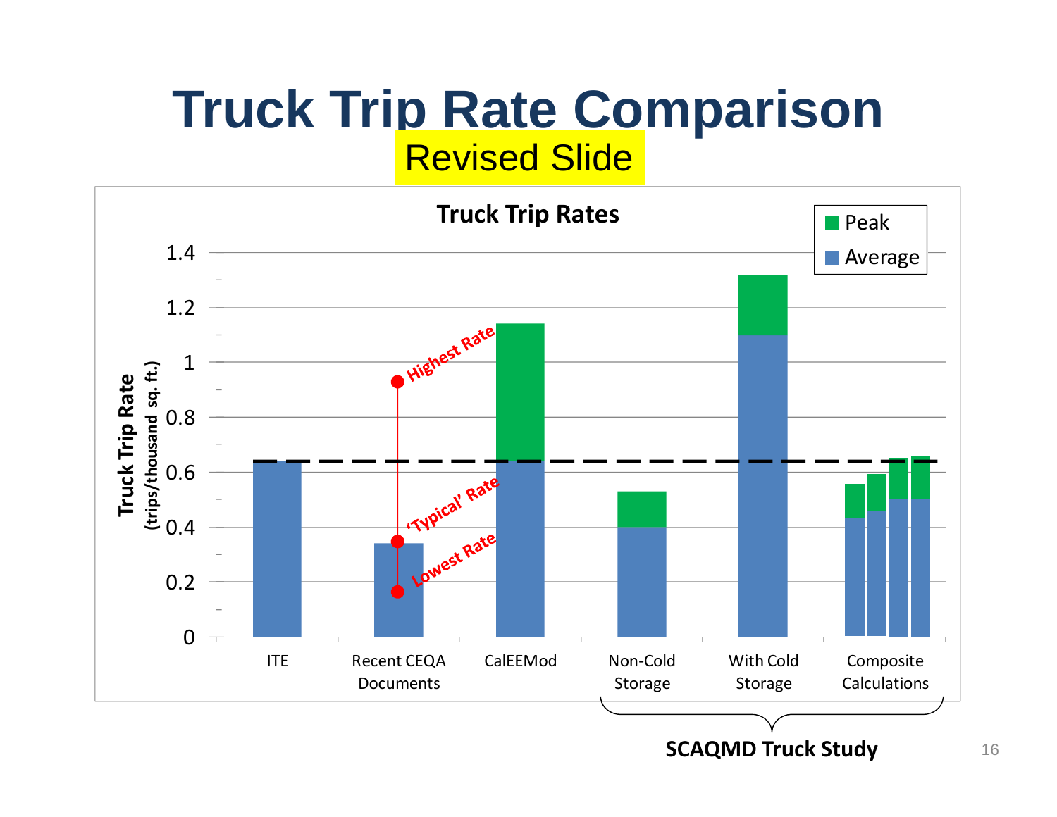# Truck Trip Rate Comparison

Revised Slide

**Truck Trip Rates**

Peak

Average

Truck Trip Rate (trips/thousand sq. ft.)

1.4
1.2
1
0.8
0.6
0.4
0.2
0

Highest Rate

'Typical' Rate

Lowest Rate

ITE

Recent CEQA Documents

CalEEMod

Non-Cold Storage

With Cold Storage

Composite Calculations

**SCAQMD Truck Study**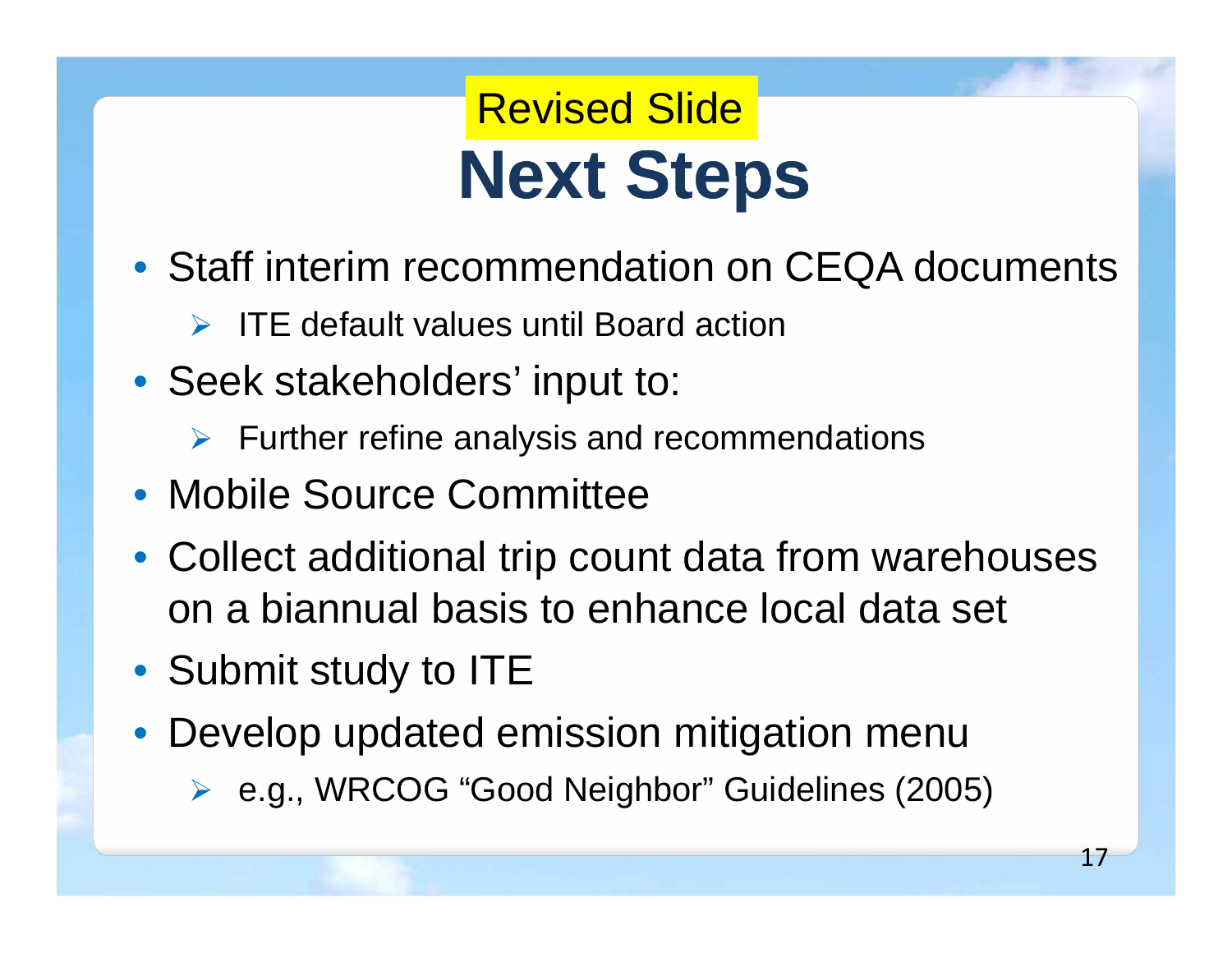Revised Slide

# Next Steps

- Staff interim recommendation on CEQA documents
  - ITE default values until Board action
- Seek stakeholders' input to:
  - Further refine analysis and recommendations
- Mobile Source Committee
- Collect additional trip count data from warehouses on a biannual basis to enhance local data set
- Submit study to ITE
- Develop updated emission mitigation menu
  - e.g., WRCOG "Good Neighbor" Guidelines (2005)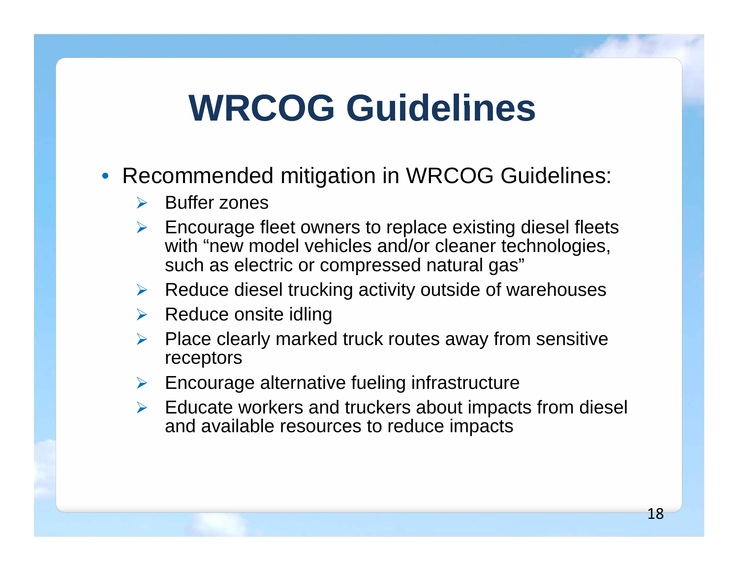# WRCOG Guidelines

- Recommended mitigation in WRCOG Guidelines:
  - Buffer zones
  - Encourage fleet owners to replace existing diesel fleets with "new model vehicles and/or cleaner technologies, such as electric or compressed natural gas"
  - Reduce diesel trucking activity outside of warehouses
  - Reduce onsite idling
  - Place clearly marked truck routes away from sensitive receptors
  - Encourage alternative fueling infrastructure
  - Educate workers and truckers about impacts from diesel and available resources to reduce impacts